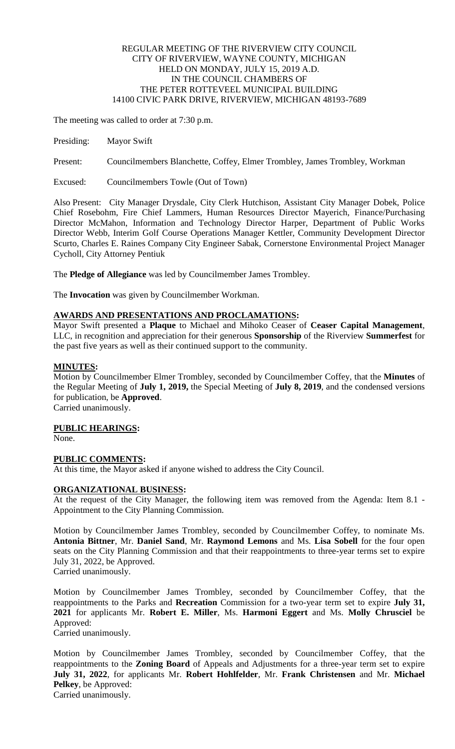REGULAR MEETING OF THE RIVERVIEW CITY COUNCIL
CITY OF RIVERVIEW, WAYNE COUNTY, MICHIGAN
HELD ON MONDAY, JULY 15, 2019 A.D.
IN THE COUNCIL CHAMBERS OF
THE PETER ROTTEVEEL MUNICIPAL BUILDING
14100 CIVIC PARK DRIVE, RIVERVIEW, MICHIGAN 48193-7689

The meeting was called to order at 7:30 p.m.

Presiding: Mayor Swift

Present: Councilmembers Blanchette, Coffey, Elmer Trombley, James Trombley, Workman

Excused: Councilmembers Towle (Out of Town)

Also Present: City Manager Drysdale, City Clerk Hutchison, Assistant City Manager Dobek, Police Chief Rosebohm, Fire Chief Lammers, Human Resources Director Mayerich, Finance/Purchasing Director McMahon, Information and Technology Director Harper, Department of Public Works Director Webb, Interim Golf Course Operations Manager Kettler, Community Development Director Scurto, Charles E. Raines Company City Engineer Sabak, Cornerstone Environmental Project Manager Cycholl, City Attorney Pentiuk

The **Pledge of Allegiance** was led by Councilmember James Trombley.

The **Invocation** was given by Councilmember Workman.

**AWARDS AND PRESENTATIONS AND PROCLAMATIONS:**

Mayor Swift presented a **Plaque** to Michael and Mihoko Ceaser of **Ceaser Capital Management**, LLC, in recognition and appreciation for their generous **Sponsorship** of the Riverview **Summerfest** for the past five years as well as their continued support to the community.

**MINUTES:**

Motion by Councilmember Elmer Trombley, seconded by Councilmember Coffey, that the **Minutes** of the Regular Meeting of **July 1, 2019,** the Special Meeting of **July 8, 2019**, and the condensed versions for publication, be **Approved**.
Carried unanimously.

**PUBLIC HEARINGS:**

None.

**PUBLIC COMMENTS:**

At this time, the Mayor asked if anyone wished to address the City Council.

**ORGANIZATIONAL BUSINESS:**

At the request of the City Manager, the following item was removed from the Agenda: Item 8.1 - Appointment to the City Planning Commission.

Motion by Councilmember James Trombley, seconded by Councilmember Coffey, to nominate Ms. **Antonia Bittner**, Mr. **Daniel Sand**, Mr. **Raymond Lemons** and Ms. **Lisa Sobell** for the four open seats on the City Planning Commission and that their reappointments to three-year terms set to expire July 31, 2022, be Approved.
Carried unanimously.

Motion by Councilmember James Trombley, seconded by Councilmember Coffey, that the reappointments to the Parks and **Recreation** Commission for a two-year term set to expire **July 31, 2021** for applicants Mr. **Robert E. Miller**, Ms. **Harmoni Eggert** and Ms. **Molly Chrusciel** be Approved:
Carried unanimously.

Motion by Councilmember James Trombley, seconded by Councilmember Coffey, that the reappointments to the **Zoning Board** of Appeals and Adjustments for a three-year term set to expire **July 31, 2022**, for applicants Mr. **Robert Hohlfelder**, Mr. **Frank Christensen** and Mr. **Michael Pelkey**, be Approved:
Carried unanimously.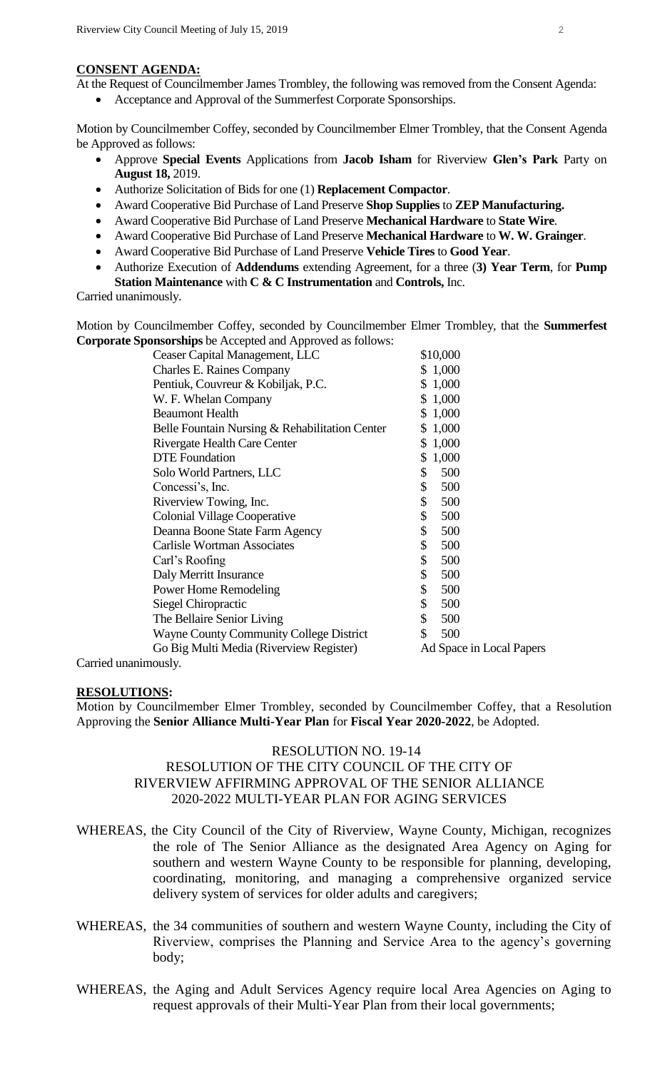**CONSENT AGENDA:**

At the Request of Councilmember James Trombley, the following was removed from the Consent Agenda:

- Acceptance and Approval of the Summerfest Corporate Sponsorships.

Motion by Councilmember Coffey, seconded by Councilmember Elmer Trombley, that the Consent Agenda be Approved as follows:

- Approve **Special Events** Applications from **Jacob Isham** for Riverview **Glen's Park** Party on **August 18,** 2019.
- Authorize Solicitation of Bids for one (1) **Replacement Compactor**.
- Award Cooperative Bid Purchase of Land Preserve **Shop Supplies** to **ZEP Manufacturing.**
- Award Cooperative Bid Purchase of Land Preserve **Mechanical Hardware** to **State Wire**.
- Award Cooperative Bid Purchase of Land Preserve **Mechanical Hardware** to **W. W. Grainger**.
- Award Cooperative Bid Purchase of Land Preserve **Vehicle Tires** to **Good Year**.
- Authorize Execution of **Addendums** extending Agreement, for a three (**3) Year Term**, for **Pump Station Maintenance** with **C & C Instrumentation** and **Controls,** Inc.

Carried unanimously.

Motion by Councilmember Coffey, seconded by Councilmember Elmer Trombley, that the **Summerfest Corporate Sponsorships** be Accepted and Approved as follows:

| | |
|---|---|
| Ceaser Capital Management, LLC | $10,000 |
| Charles E. Raines Company | $ 1,000 |
| Pentiuk, Couvreur & Kobiljak, P.C. | $ 1,000 |
| W. F. Whelan Company | $ 1,000 |
| Beaumont Health | $ 1,000 |
| Belle Fountain Nursing & Rehabilitation Center | $ 1,000 |
| Rivergate Health Care Center | $ 1,000 |
| DTE Foundation | $ 1,000 |
| Solo World Partners, LLC | $ 500 |
| Concessi's, Inc. | $ 500 |
| Riverview Towing, Inc. | $ 500 |
| Colonial Village Cooperative | $ 500 |
| Deanna Boone State Farm Agency | $ 500 |
| Carlisle Wortman Associates | $ 500 |
| Carl's Roofing | $ 500 |
| Daly Merritt Insurance | $ 500 |
| Power Home Remodeling | $ 500 |
| Siegel Chiropractic | $ 500 |
| The Bellaire Senior Living | $ 500 |
| Wayne County Community College District | $ 500 |
| Go Big Multi Media (Riverview Register) | Ad Space in Local Papers |

Carried unanimously.

**RESOLUTIONS:**

Motion by Councilmember Elmer Trombley, seconded by Councilmember Coffey, that a Resolution Approving the **Senior Alliance Multi-Year Plan** for **Fiscal Year 2020-2022**, be Adopted.

RESOLUTION NO. 19-14
RESOLUTION OF THE CITY COUNCIL OF THE CITY OF RIVERVIEW AFFIRMING APPROVAL OF THE SENIOR ALLIANCE 2020-2022 MULTI-YEAR PLAN FOR AGING SERVICES

WHEREAS, the City Council of the City of Riverview, Wayne County, Michigan, recognizes the role of The Senior Alliance as the designated Area Agency on Aging for southern and western Wayne County to be responsible for planning, developing, coordinating, monitoring, and managing a comprehensive organized service delivery system of services for older adults and caregivers;

WHEREAS, the 34 communities of southern and western Wayne County, including the City of Riverview, comprises the Planning and Service Area to the agency's governing body;

WHEREAS, the Aging and Adult Services Agency require local Area Agencies on Aging to request approvals of their Multi-Year Plan from their local governments;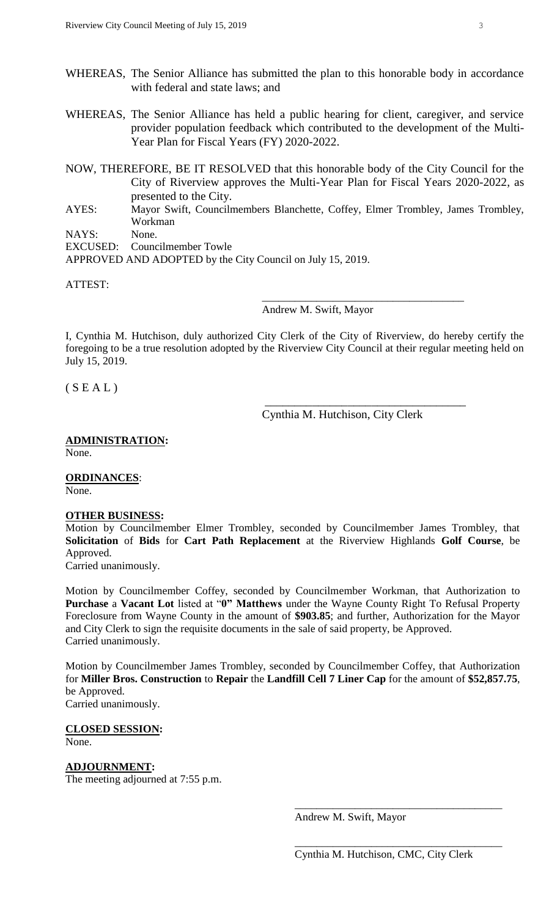WHEREAS, The Senior Alliance has submitted the plan to this honorable body in accordance with federal and state laws; and

WHEREAS, The Senior Alliance has held a public hearing for client, caregiver, and service provider population feedback which contributed to the development of the Multi-Year Plan for Fiscal Years (FY) 2020-2022.

NOW, THEREFORE, BE IT RESOLVED that this honorable body of the City Council for the City of Riverview approves the Multi-Year Plan for Fiscal Years 2020-2022, as presented to the City.

AYES: Mayor Swift, Councilmembers Blanchette, Coffey, Elmer Trombley, James Trombley, Workman

NAYS: None.

EXCUSED: Councilmember Towle

APPROVED AND ADOPTED by the City Council on July 15, 2019.

ATTEST:

\_\_\_\_\_\_\_\_\_\_\_\_\_\_\_\_\_\_\_\_\_\_\_\_\_\_\_\_\_\_\_\_\_\_\_\_

Andrew M. Swift, Mayor

I, Cynthia M. Hutchison, duly authorized City Clerk of the City of Riverview, do hereby certify the foregoing to be a true resolution adopted by the Riverview City Council at their regular meeting held on July 15, 2019.

( S E A L )

\_\_\_\_\_\_\_\_\_\_\_\_\_\_\_\_\_\_\_\_\_\_\_\_\_\_\_\_\_\_\_\_\_\_\_\_

Cynthia M. Hutchison, City Clerk

**ADMINISTRATION:**

None.

**ORDINANCES**:

None.

**OTHER BUSINESS:**

Motion by Councilmember Elmer Trombley, seconded by Councilmember James Trombley, that **Solicitation** of **Bids** for **Cart Path Replacement** at the Riverview Highlands **Golf Course**, be Approved.

Carried unanimously.

Motion by Councilmember Coffey, seconded by Councilmember Workman, that Authorization to **Purchase** a **Vacant Lot** listed at "**0" Matthews** under the Wayne County Right To Refusal Property Foreclosure from Wayne County in the amount of **$903.85**; and further, Authorization for the Mayor and City Clerk to sign the requisite documents in the sale of said property, be Approved.

Carried unanimously.

Motion by Councilmember James Trombley, seconded by Councilmember Coffey, that Authorization for **Miller Bros. Construction** to **Repair** the **Landfill Cell 7 Liner Cap** for the amount of **$52,857.75**, be Approved.

Carried unanimously.

**CLOSED SESSION:**

None.

**ADJOURNMENT:**

The meeting adjourned at 7:55 p.m.

\_\_\_\_\_\_\_\_\_\_\_\_\_\_\_\_\_\_\_\_\_\_\_\_\_\_\_\_\_\_\_\_\_\_\_\_

Andrew M. Swift, Mayor

\_\_\_\_\_\_\_\_\_\_\_\_\_\_\_\_\_\_\_\_\_\_\_\_\_\_\_\_\_\_\_\_\_\_\_\_

Cynthia M. Hutchison, CMC, City Clerk